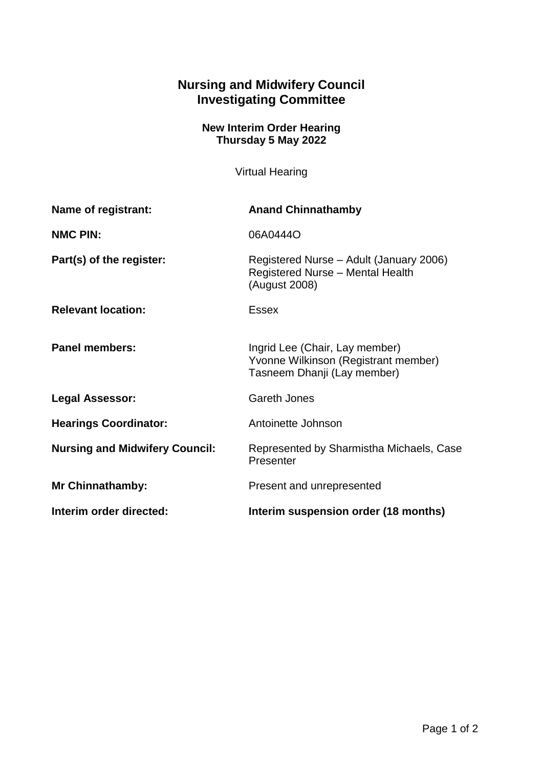# Nursing and Midwifery Council
# Investigating Committee

**New Interim Order Hearing**
**Thursday 5 May 2022**

Virtual Hearing

| | |
|---|---|
| **Name of registrant:** | **Anand Chinnathamby** |
| **NMC PIN:** | 06A0444O |
| **Part(s) of the register:** | Registered Nurse – Adult (January 2006)<br>Registered Nurse – Mental Health (August 2008) |
| **Relevant location:** | Essex |
| **Panel members:** | Ingrid Lee (Chair, Lay member)<br>Yvonne Wilkinson (Registrant member)<br>Tasneem Dhanji (Lay member) |
| **Legal Assessor:** | Gareth Jones |
| **Hearings Coordinator:** | Antoinette Johnson |
| **Nursing and Midwifery Council:** | Represented by Sharmistha Michaels, Case Presenter |
| **Mr Chinnathamby:** | Present and unrepresented |
| **Interim order directed:** | **Interim suspension order (18 months)** |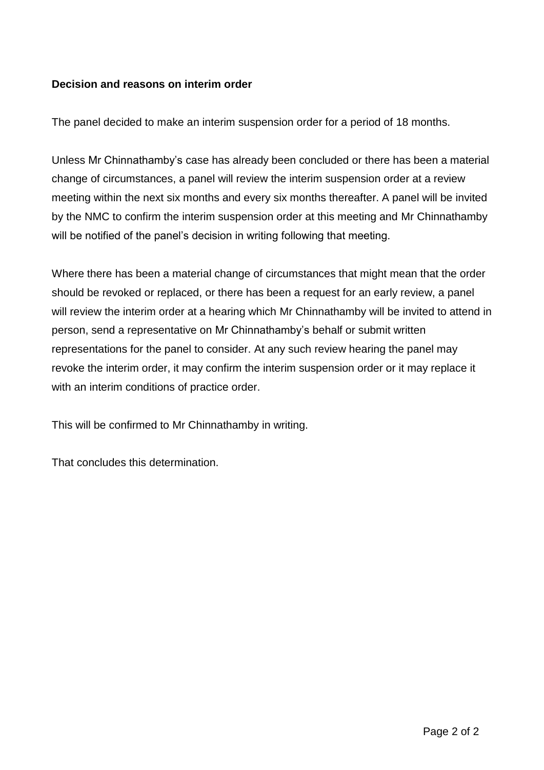**Decision and reasons on interim order**

The panel decided to make an interim suspension order for a period of 18 months.

Unless Mr Chinnathamby's case has already been concluded or there has been a material change of circumstances, a panel will review the interim suspension order at a review meeting within the next six months and every six months thereafter. A panel will be invited by the NMC to confirm the interim suspension order at this meeting and Mr Chinnathamby will be notified of the panel's decision in writing following that meeting.

Where there has been a material change of circumstances that might mean that the order should be revoked or replaced, or there has been a request for an early review, a panel will review the interim order at a hearing which Mr Chinnathamby will be invited to attend in person, send a representative on Mr Chinnathamby's behalf or submit written representations for the panel to consider. At any such review hearing the panel may revoke the interim order, it may confirm the interim suspension order or it may replace it with an interim conditions of practice order.

This will be confirmed to Mr Chinnathamby in writing.

That concludes this determination.